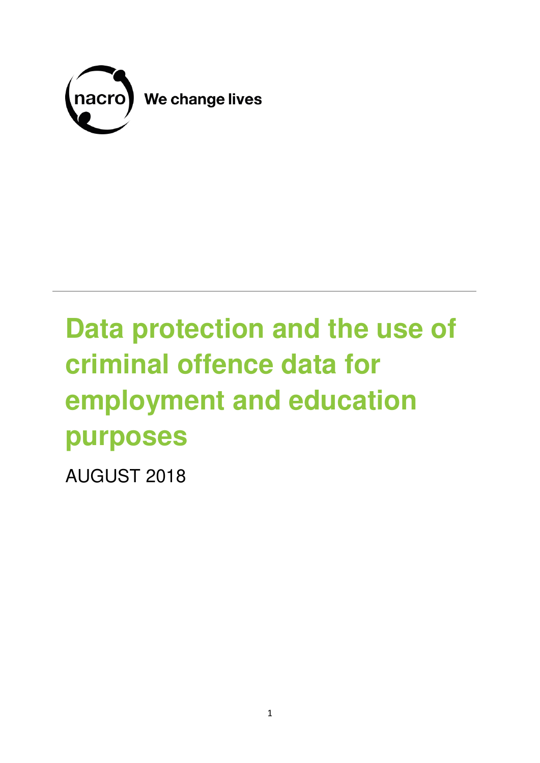nacro We change lives

# Data protection and the use of criminal offence data for employment and education purposes

AUGUST 2018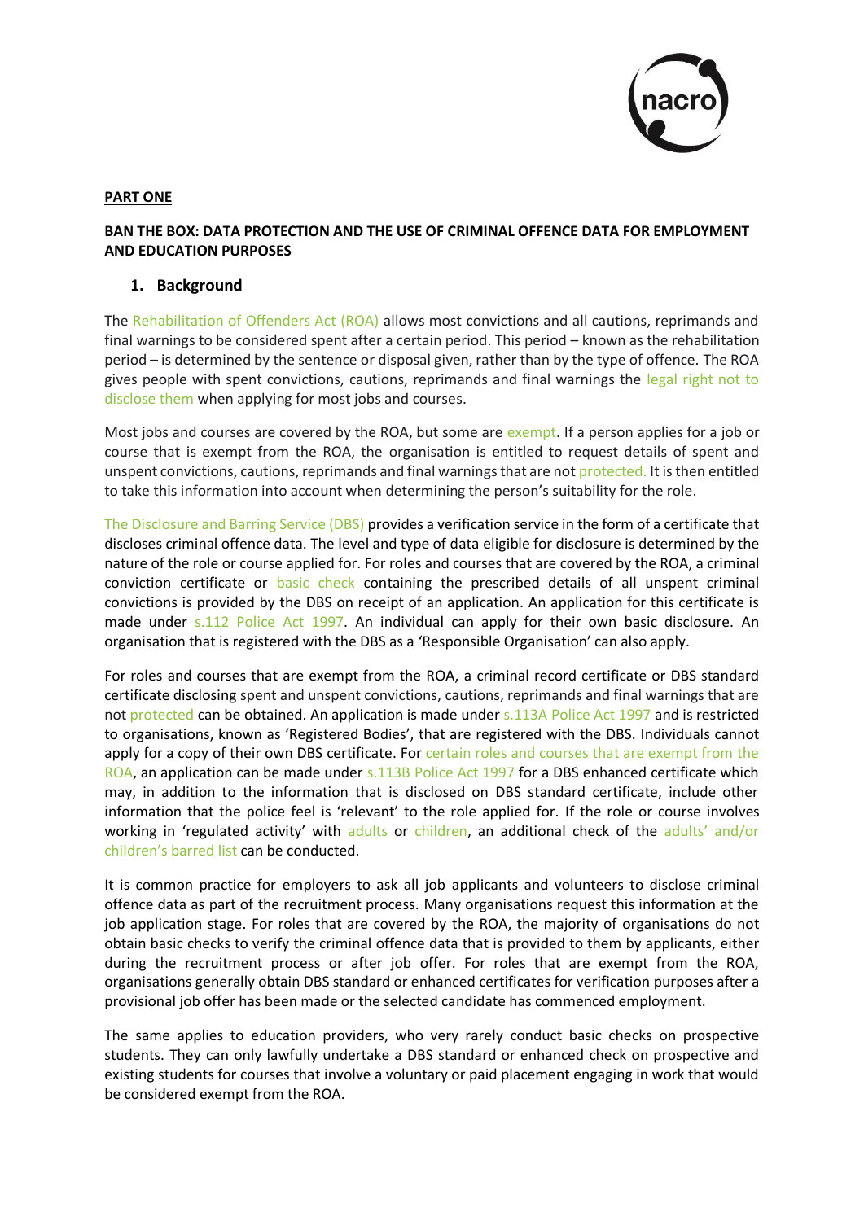**PART ONE**

**BAN THE BOX: DATA PROTECTION AND THE USE OF CRIMINAL OFFENCE DATA FOR EMPLOYMENT AND EDUCATION PURPOSES**

## 1. Background

The Rehabilitation of Offenders Act (ROA) allows most convictions and all cautions, reprimands and final warnings to be considered spent after a certain period. This period – known as the rehabilitation period – is determined by the sentence or disposal given, rather than by the type of offence. The ROA gives people with spent convictions, cautions, reprimands and final warnings the legal right not to disclose them when applying for most jobs and courses.

Most jobs and courses are covered by the ROA, but some are exempt. If a person applies for a job or course that is exempt from the ROA, the organisation is entitled to request details of spent and unspent convictions, cautions, reprimands and final warnings that are not protected. It is then entitled to take this information into account when determining the person's suitability for the role.

The Disclosure and Barring Service (DBS) provides a verification service in the form of a certificate that discloses criminal offence data. The level and type of data eligible for disclosure is determined by the nature of the role or course applied for. For roles and courses that are covered by the ROA, a criminal conviction certificate or basic check containing the prescribed details of all unspent criminal convictions is provided by the DBS on receipt of an application. An application for this certificate is made under s.112 Police Act 1997. An individual can apply for their own basic disclosure. An organisation that is registered with the DBS as a 'Responsible Organisation' can also apply.

For roles and courses that are exempt from the ROA, a criminal record certificate or DBS standard certificate disclosing spent and unspent convictions, cautions, reprimands and final warnings that are not protected can be obtained. An application is made under s.113A Police Act 1997 and is restricted to organisations, known as 'Registered Bodies', that are registered with the DBS. Individuals cannot apply for a copy of their own DBS certificate. For certain roles and courses that are exempt from the ROA, an application can be made under s.113B Police Act 1997 for a DBS enhanced certificate which may, in addition to the information that is disclosed on DBS standard certificate, include other information that the police feel is 'relevant' to the role applied for. If the role or course involves working in 'regulated activity' with adults or children, an additional check of the adults' and/or children's barred list can be conducted.

It is common practice for employers to ask all job applicants and volunteers to disclose criminal offence data as part of the recruitment process. Many organisations request this information at the job application stage. For roles that are covered by the ROA, the majority of organisations do not obtain basic checks to verify the criminal offence data that is provided to them by applicants, either during the recruitment process or after job offer. For roles that are exempt from the ROA, organisations generally obtain DBS standard or enhanced certificates for verification purposes after a provisional job offer has been made or the selected candidate has commenced employment.

The same applies to education providers, who very rarely conduct basic checks on prospective students. They can only lawfully undertake a DBS standard or enhanced check on prospective and existing students for courses that involve a voluntary or paid placement engaging in work that would be considered exempt from the ROA.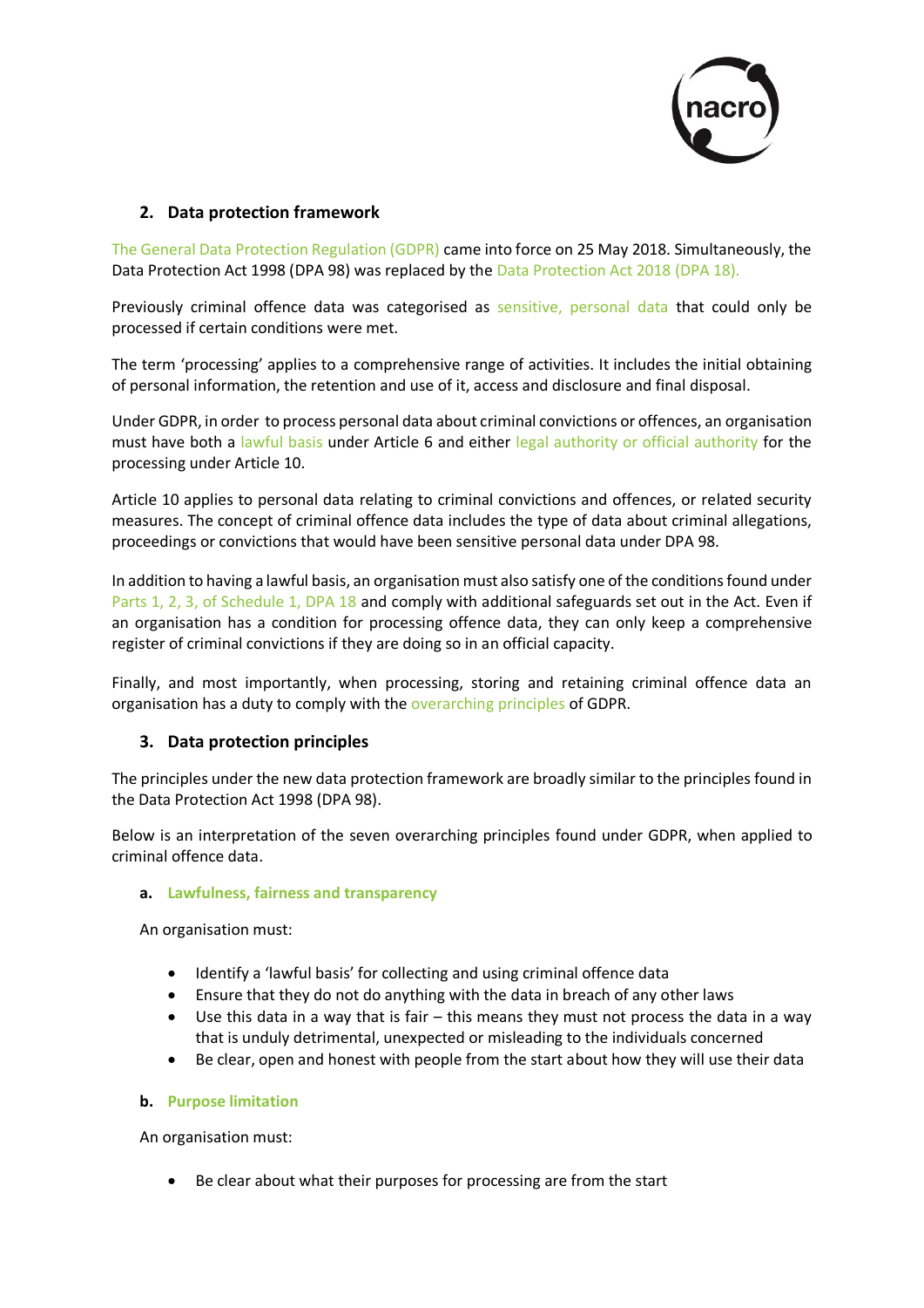## 2. Data protection framework

The General Data Protection Regulation (GDPR) came into force on 25 May 2018. Simultaneously, the Data Protection Act 1998 (DPA 98) was replaced by the Data Protection Act 2018 (DPA 18).

Previously criminal offence data was categorised as sensitive, personal data that could only be processed if certain conditions were met.

The term 'processing' applies to a comprehensive range of activities. It includes the initial obtaining of personal information, the retention and use of it, access and disclosure and final disposal.

Under GDPR, in order to process personal data about criminal convictions or offences, an organisation must have both a lawful basis under Article 6 and either legal authority or official authority for the processing under Article 10.

Article 10 applies to personal data relating to criminal convictions and offences, or related security measures. The concept of criminal offence data includes the type of data about criminal allegations, proceedings or convictions that would have been sensitive personal data under DPA 98.

In addition to having a lawful basis, an organisation must also satisfy one of the conditions found under Parts 1, 2, 3, of Schedule 1, DPA 18 and comply with additional safeguards set out in the Act. Even if an organisation has a condition for processing offence data, they can only keep a comprehensive register of criminal convictions if they are doing so in an official capacity.

Finally, and most importantly, when processing, storing and retaining criminal offence data an organisation has a duty to comply with the overarching principles of GDPR.

## 3. Data protection principles

The principles under the new data protection framework are broadly similar to the principles found in the Data Protection Act 1998 (DPA 98).

Below is an interpretation of the seven overarching principles found under GDPR, when applied to criminal offence data.

### a. Lawfulness, fairness and transparency

An organisation must:

- Identify a 'lawful basis' for collecting and using criminal offence data
- Ensure that they do not do anything with the data in breach of any other laws
- Use this data in a way that is fair – this means they must not process the data in a way that is unduly detrimental, unexpected or misleading to the individuals concerned
- Be clear, open and honest with people from the start about how they will use their data

### b. Purpose limitation

An organisation must:

- Be clear about what their purposes for processing are from the start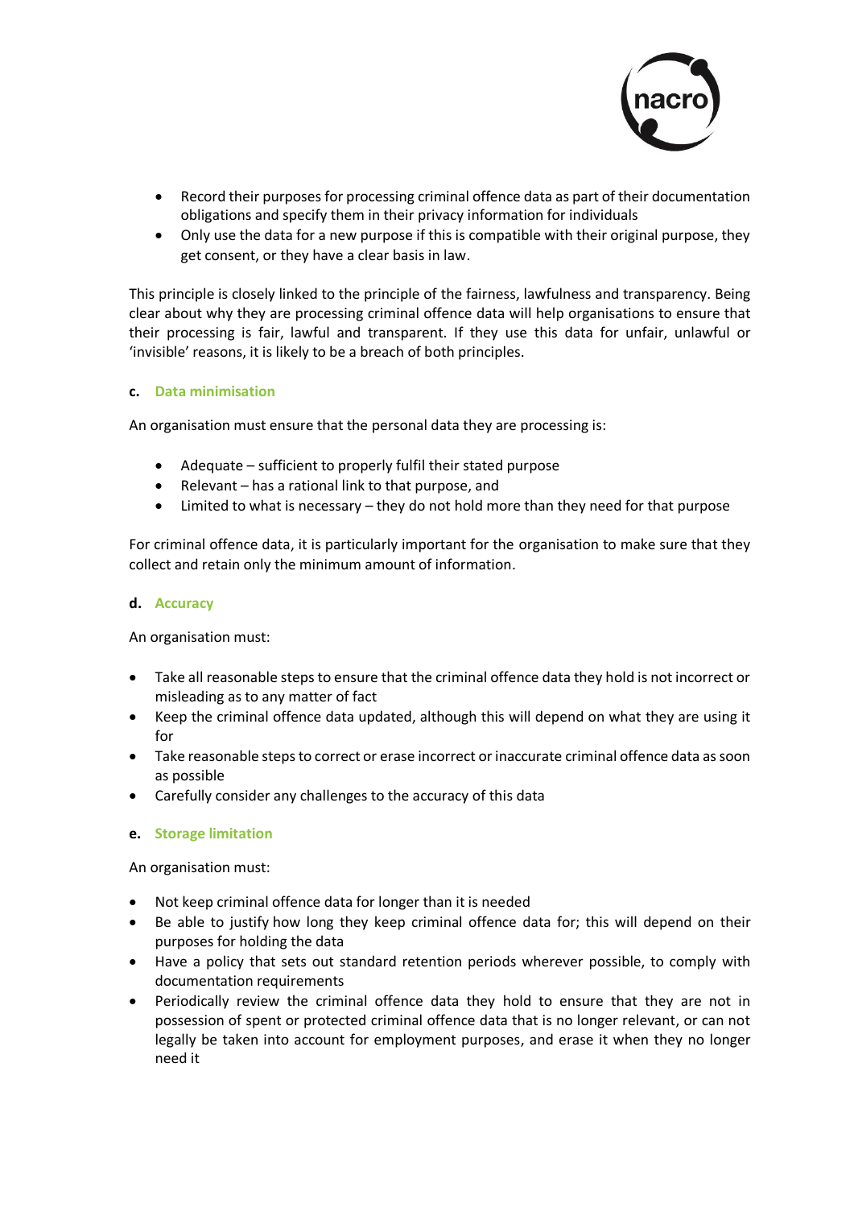- Record their purposes for processing criminal offence data as part of their documentation obligations and specify them in their privacy information for individuals
- Only use the data for a new purpose if this is compatible with their original purpose, they get consent, or they have a clear basis in law.

This principle is closely linked to the principle of the fairness, lawfulness and transparency. Being clear about why they are processing criminal offence data will help organisations to ensure that their processing is fair, lawful and transparent. If they use this data for unfair, unlawful or 'invisible' reasons, it is likely to be a breach of both principles.

#### c. Data minimisation

An organisation must ensure that the personal data they are processing is:

- Adequate – sufficient to properly fulfil their stated purpose
- Relevant – has a rational link to that purpose, and
- Limited to what is necessary – they do not hold more than they need for that purpose

For criminal offence data, it is particularly important for the organisation to make sure that they collect and retain only the minimum amount of information.

#### d. Accuracy

An organisation must:

- Take all reasonable steps to ensure that the criminal offence data they hold is not incorrect or misleading as to any matter of fact
- Keep the criminal offence data updated, although this will depend on what they are using it for
- Take reasonable steps to correct or erase incorrect or inaccurate criminal offence data as soon as possible
- Carefully consider any challenges to the accuracy of this data

#### e. Storage limitation

An organisation must:

- Not keep criminal offence data for longer than it is needed
- Be able to justify how long they keep criminal offence data for; this will depend on their purposes for holding the data
- Have a policy that sets out standard retention periods wherever possible, to comply with documentation requirements
- Periodically review the criminal offence data they hold to ensure that they are not in possession of spent or protected criminal offence data that is no longer relevant, or can not legally be taken into account for employment purposes, and erase it when they no longer need it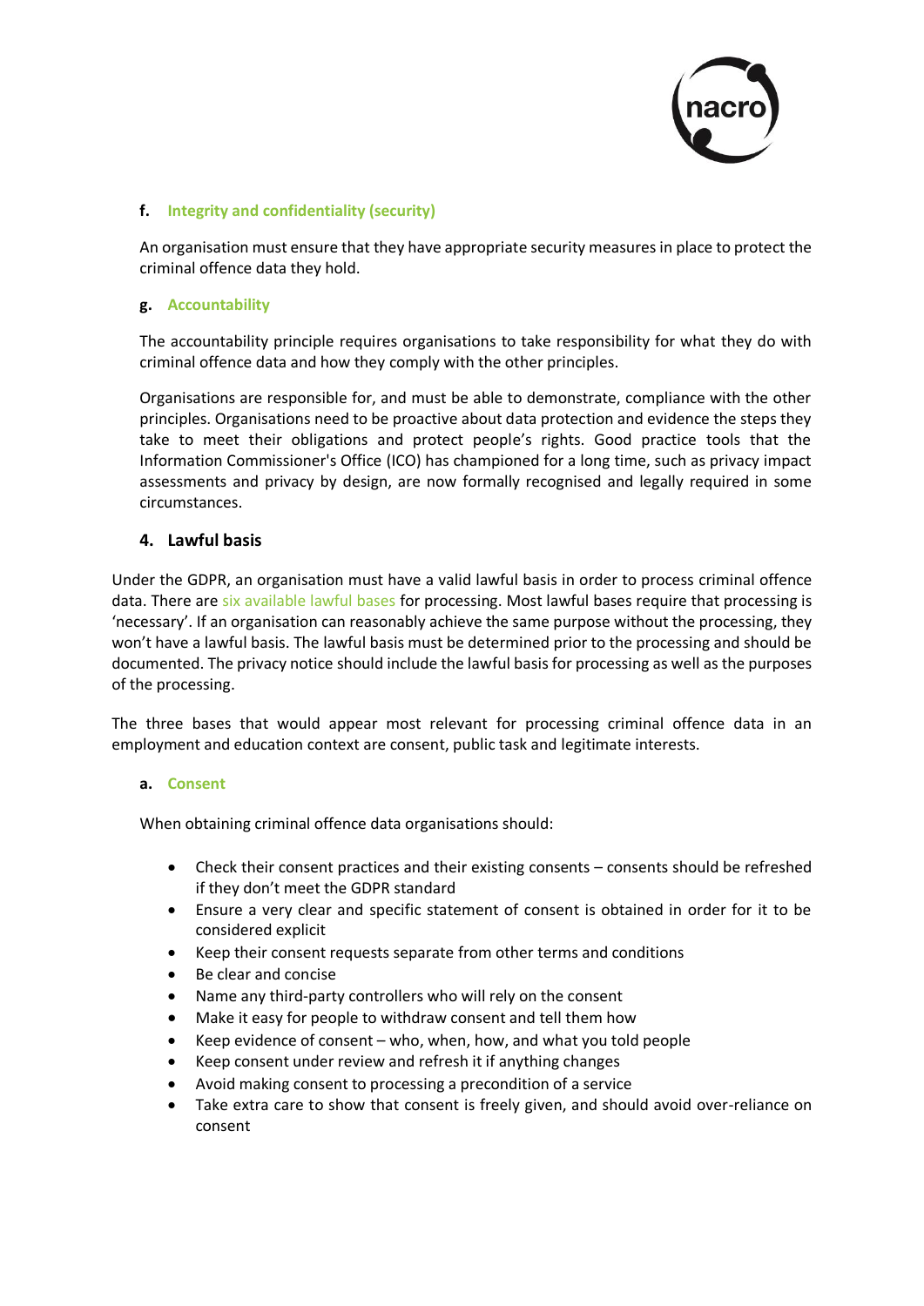**f. Integrity and confidentiality (security)**

An organisation must ensure that they have appropriate security measures in place to protect the criminal offence data they hold.

**g. Accountability**

The accountability principle requires organisations to take responsibility for what they do with criminal offence data and how they comply with the other principles.

Organisations are responsible for, and must be able to demonstrate, compliance with the other principles. Organisations need to be proactive about data protection and evidence the steps they take to meet their obligations and protect people's rights. Good practice tools that the Information Commissioner's Office (ICO) has championed for a long time, such as privacy impact assessments and privacy by design, are now formally recognised and legally required in some circumstances.

## 4. Lawful basis

Under the GDPR, an organisation must have a valid lawful basis in order to process criminal offence data. There are six available lawful bases for processing. Most lawful bases require that processing is 'necessary'. If an organisation can reasonably achieve the same purpose without the processing, they won't have a lawful basis. The lawful basis must be determined prior to the processing and should be documented. The privacy notice should include the lawful basis for processing as well as the purposes of the processing.

The three bases that would appear most relevant for processing criminal offence data in an employment and education context are consent, public task and legitimate interests.

**a. Consent**

When obtaining criminal offence data organisations should:

- Check their consent practices and their existing consents – consents should be refreshed if they don't meet the GDPR standard
- Ensure a very clear and specific statement of consent is obtained in order for it to be considered explicit
- Keep their consent requests separate from other terms and conditions
- Be clear and concise
- Name any third-party controllers who will rely on the consent
- Make it easy for people to withdraw consent and tell them how
- Keep evidence of consent – who, when, how, and what you told people
- Keep consent under review and refresh it if anything changes
- Avoid making consent to processing a precondition of a service
- Take extra care to show that consent is freely given, and should avoid over-reliance on consent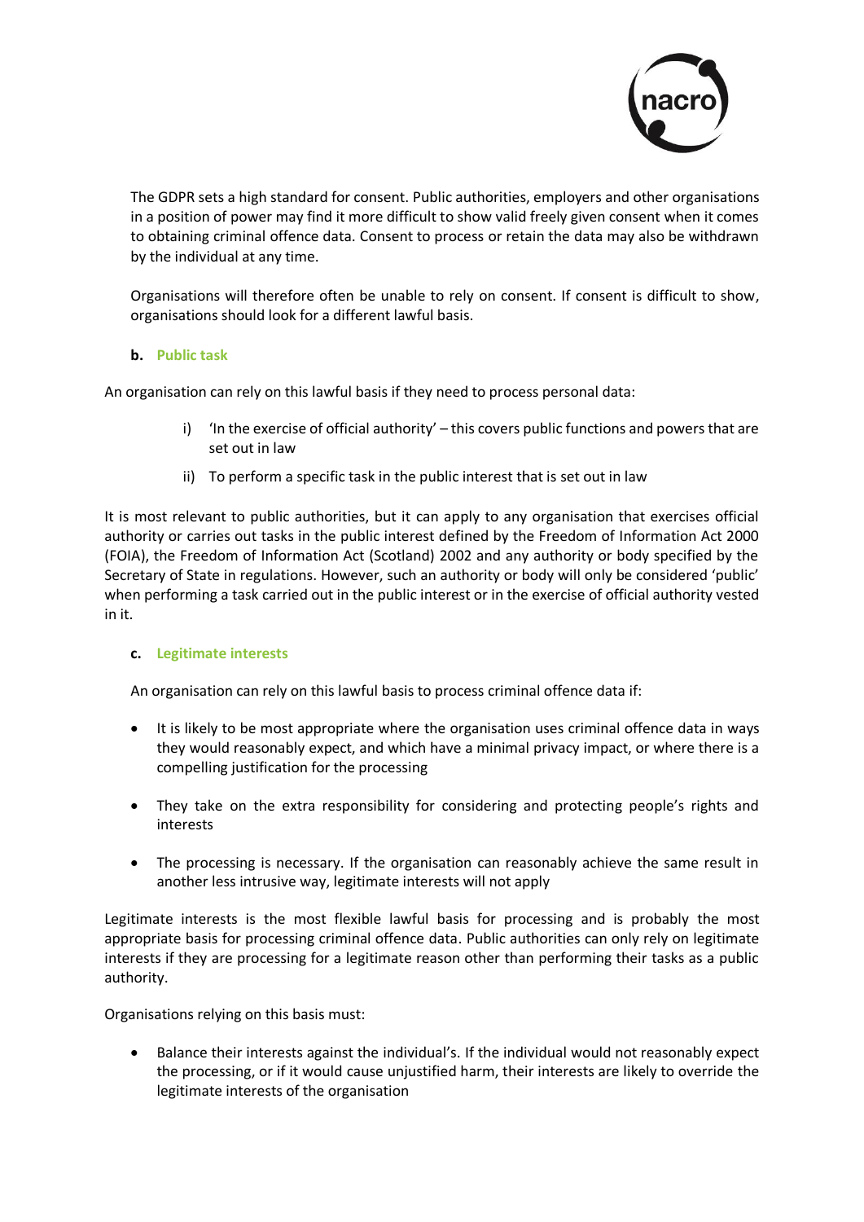The GDPR sets a high standard for consent. Public authorities, employers and other organisations in a position of power may find it more difficult to show valid freely given consent when it comes to obtaining criminal offence data. Consent to process or retain the data may also be withdrawn by the individual at any time.

Organisations will therefore often be unable to rely on consent. If consent is difficult to show, organisations should look for a different lawful basis.

**b. Public task**

An organisation can rely on this lawful basis if they need to process personal data:

i) 'In the exercise of official authority' – this covers public functions and powers that are set out in law
ii) To perform a specific task in the public interest that is set out in law

It is most relevant to public authorities, but it can apply to any organisation that exercises official authority or carries out tasks in the public interest defined by the Freedom of Information Act 2000 (FOIA), the Freedom of Information Act (Scotland) 2002 and any authority or body specified by the Secretary of State in regulations. However, such an authority or body will only be considered 'public' when performing a task carried out in the public interest or in the exercise of official authority vested in it.

**c. Legitimate interests**

An organisation can rely on this lawful basis to process criminal offence data if:

- It is likely to be most appropriate where the organisation uses criminal offence data in ways they would reasonably expect, and which have a minimal privacy impact, or where there is a compelling justification for the processing
- They take on the extra responsibility for considering and protecting people's rights and interests
- The processing is necessary. If the organisation can reasonably achieve the same result in another less intrusive way, legitimate interests will not apply

Legitimate interests is the most flexible lawful basis for processing and is probably the most appropriate basis for processing criminal offence data. Public authorities can only rely on legitimate interests if they are processing for a legitimate reason other than performing their tasks as a public authority.

Organisations relying on this basis must:

- Balance their interests against the individual's. If the individual would not reasonably expect the processing, or if it would cause unjustified harm, their interests are likely to override the legitimate interests of the organisation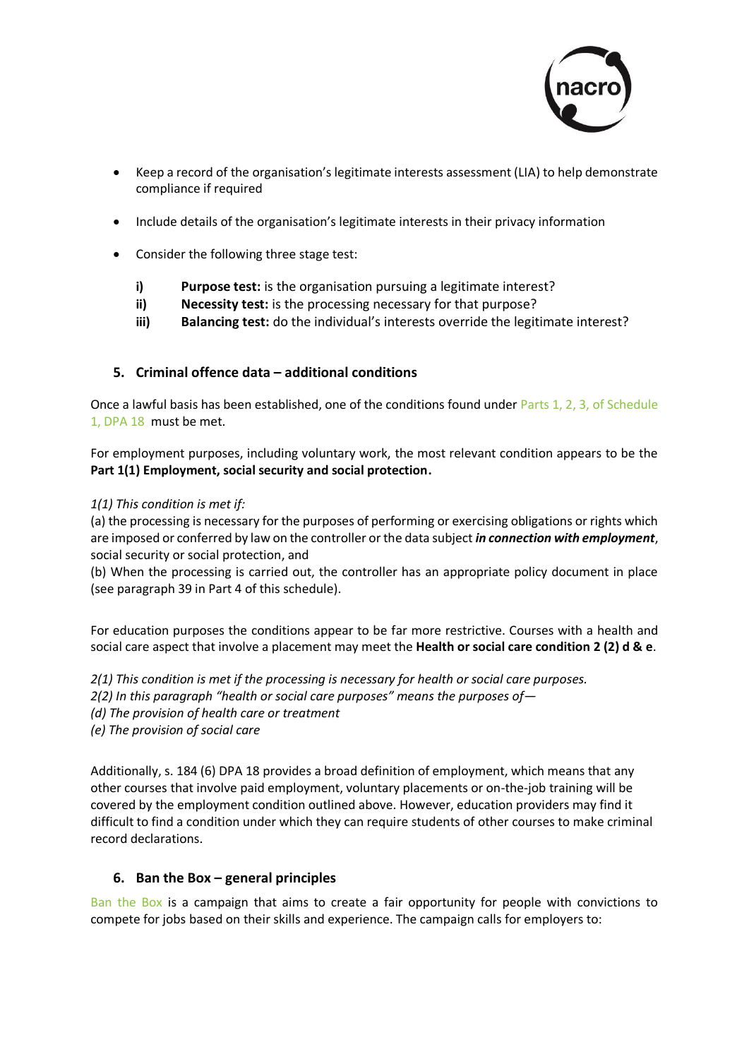- Keep a record of the organisation's legitimate interests assessment (LIA) to help demonstrate compliance if required
- Include details of the organisation's legitimate interests in their privacy information
- Consider the following three stage test:
  - **i) Purpose test:** is the organisation pursuing a legitimate interest?
  - **ii) Necessity test:** is the processing necessary for that purpose?
  - **iii) Balancing test:** do the individual's interests override the legitimate interest?

## 5. Criminal offence data – additional conditions

Once a lawful basis has been established, one of the conditions found under Parts 1, 2, 3, of Schedule 1, DPA 18 must be met.

For employment purposes, including voluntary work, the most relevant condition appears to be the **Part 1(1) Employment, social security and social protection.**

*1(1) This condition is met if:*
(a) the processing is necessary for the purposes of performing or exercising obligations or rights which are imposed or conferred by law on the controller or the data subject ***in connection with employment***, social security or social protection, and
(b) When the processing is carried out, the controller has an appropriate policy document in place (see paragraph 39 in Part 4 of this schedule).

For education purposes the conditions appear to be far more restrictive. Courses with a health and social care aspect that involve a placement may meet the **Health or social care condition 2 (2) d & e**.

*2(1) This condition is met if the processing is necessary for health or social care purposes.*
*2(2) In this paragraph "health or social care purposes" means the purposes of—*
*(d) The provision of health care or treatment*
*(e) The provision of social care*

Additionally, s. 184 (6) DPA 18 provides a broad definition of employment, which means that any other courses that involve paid employment, voluntary placements or on-the-job training will be covered by the employment condition outlined above. However, education providers may find it difficult to find a condition under which they can require students of other courses to make criminal record declarations.

## 6. Ban the Box – general principles

Ban the Box is a campaign that aims to create a fair opportunity for people with convictions to compete for jobs based on their skills and experience. The campaign calls for employers to: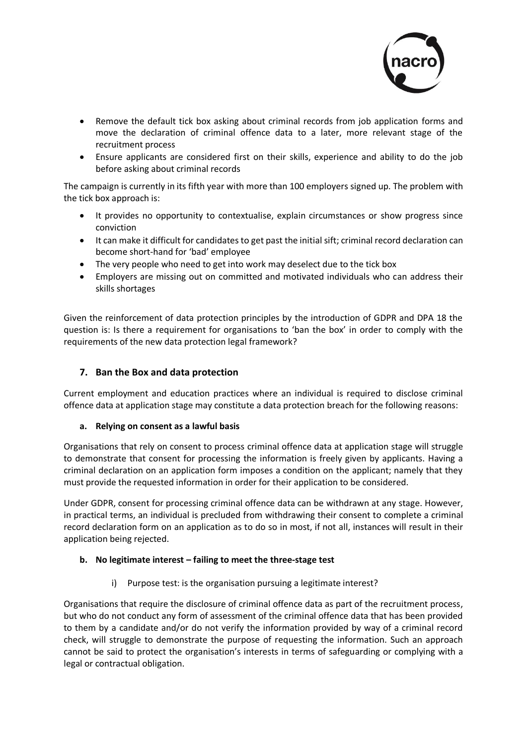- Remove the default tick box asking about criminal records from job application forms and move the declaration of criminal offence data to a later, more relevant stage of the recruitment process
- Ensure applicants are considered first on their skills, experience and ability to do the job before asking about criminal records

The campaign is currently in its fifth year with more than 100 employers signed up. The problem with the tick box approach is:

- It provides no opportunity to contextualise, explain circumstances or show progress since conviction
- It can make it difficult for candidates to get past the initial sift; criminal record declaration can become short-hand for 'bad' employee
- The very people who need to get into work may deselect due to the tick box
- Employers are missing out on committed and motivated individuals who can address their skills shortages

Given the reinforcement of data protection principles by the introduction of GDPR and DPA 18 the question is: Is there a requirement for organisations to 'ban the box' in order to comply with the requirements of the new data protection legal framework?

## 7. Ban the Box and data protection

Current employment and education practices where an individual is required to disclose criminal offence data at application stage may constitute a data protection breach for the following reasons:

### a. Relying on consent as a lawful basis

Organisations that rely on consent to process criminal offence data at application stage will struggle to demonstrate that consent for processing the information is freely given by applicants. Having a criminal declaration on an application form imposes a condition on the applicant; namely that they must provide the requested information in order for their application to be considered.

Under GDPR, consent for processing criminal offence data can be withdrawn at any stage. However, in practical terms, an individual is precluded from withdrawing their consent to complete a criminal record declaration form on an application as to do so in most, if not all, instances will result in their application being rejected.

### b. No legitimate interest – failing to meet the three-stage test

i) Purpose test: is the organisation pursuing a legitimate interest?

Organisations that require the disclosure of criminal offence data as part of the recruitment process, but who do not conduct any form of assessment of the criminal offence data that has been provided to them by a candidate and/or do not verify the information provided by way of a criminal record check, will struggle to demonstrate the purpose of requesting the information. Such an approach cannot be said to protect the organisation's interests in terms of safeguarding or complying with a legal or contractual obligation.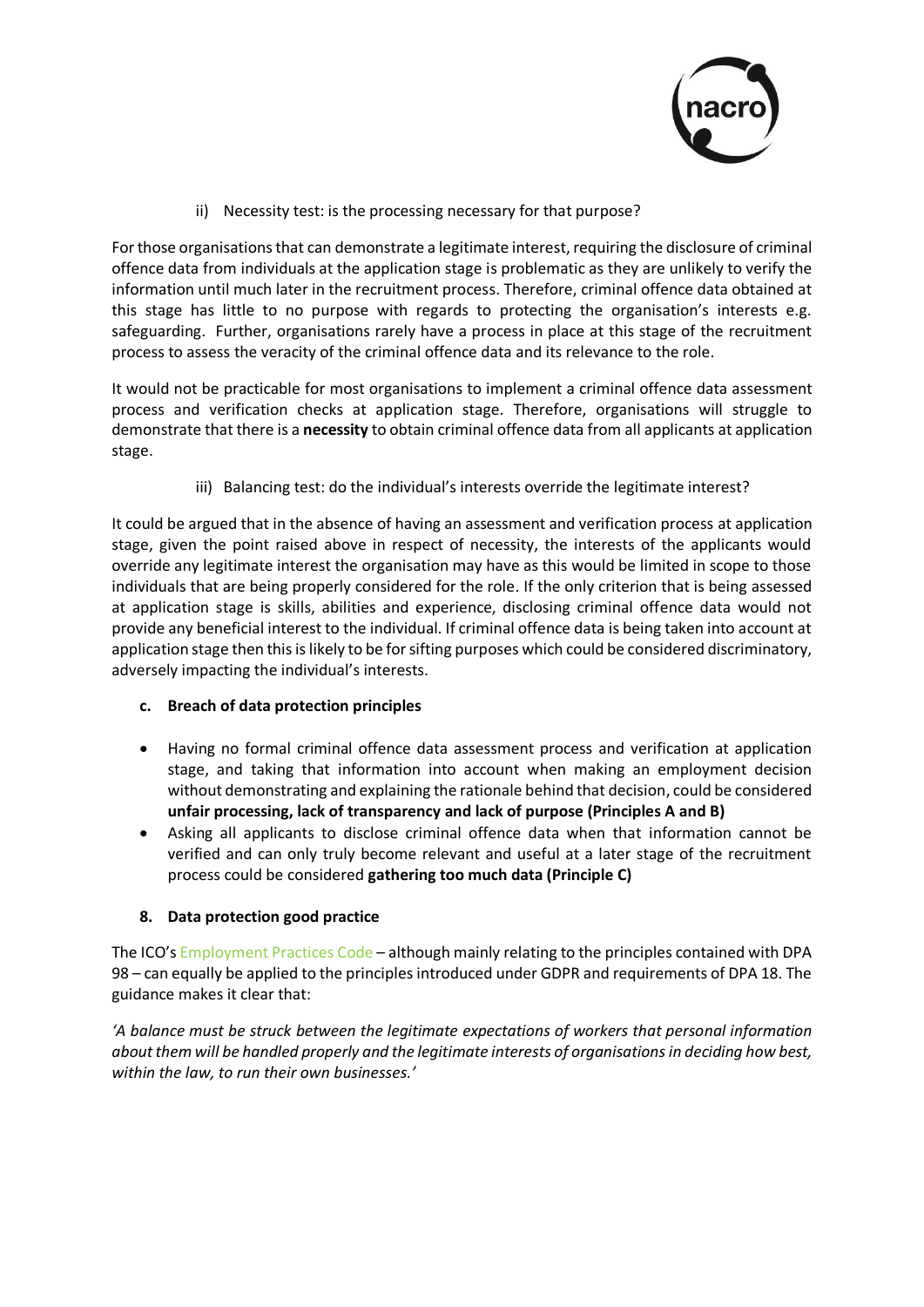ii) Necessity test: is the processing necessary for that purpose?

For those organisations that can demonstrate a legitimate interest, requiring the disclosure of criminal offence data from individuals at the application stage is problematic as they are unlikely to verify the information until much later in the recruitment process. Therefore, criminal offence data obtained at this stage has little to no purpose with regards to protecting the organisation's interests e.g. safeguarding. Further, organisations rarely have a process in place at this stage of the recruitment process to assess the veracity of the criminal offence data and its relevance to the role.

It would not be practicable for most organisations to implement a criminal offence data assessment process and verification checks at application stage. Therefore, organisations will struggle to demonstrate that there is a **necessity** to obtain criminal offence data from all applicants at application stage.

iii) Balancing test: do the individual's interests override the legitimate interest?

It could be argued that in the absence of having an assessment and verification process at application stage, given the point raised above in respect of necessity, the interests of the applicants would override any legitimate interest the organisation may have as this would be limited in scope to those individuals that are being properly considered for the role. If the only criterion that is being assessed at application stage is skills, abilities and experience, disclosing criminal offence data would not provide any beneficial interest to the individual. If criminal offence data is being taken into account at application stage then this is likely to be for sifting purposes which could be considered discriminatory, adversely impacting the individual's interests.

**c. Breach of data protection principles**

- Having no formal criminal offence data assessment process and verification at application stage, and taking that information into account when making an employment decision without demonstrating and explaining the rationale behind that decision, could be considered **unfair processing, lack of transparency and lack of purpose (Principles A and B)**
- Asking all applicants to disclose criminal offence data when that information cannot be verified and can only truly become relevant and useful at a later stage of the recruitment process could be considered **gathering too much data (Principle C)**

## 8. Data protection good practice

The ICO's Employment Practices Code – although mainly relating to the principles contained with DPA 98 – can equally be applied to the principles introduced under GDPR and requirements of DPA 18. The guidance makes it clear that:

*'A balance must be struck between the legitimate expectations of workers that personal information about them will be handled properly and the legitimate interests of organisations in deciding how best, within the law, to run their own businesses.'*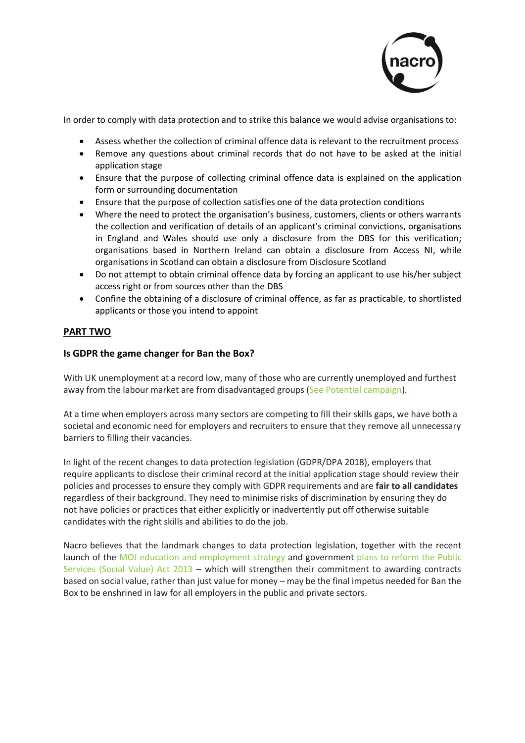In order to comply with data protection and to strike this balance we would advise organisations to:

- Assess whether the collection of criminal offence data is relevant to the recruitment process
- Remove any questions about criminal records that do not have to be asked at the initial application stage
- Ensure that the purpose of collecting criminal offence data is explained on the application form or surrounding documentation
- Ensure that the purpose of collection satisfies one of the data protection conditions
- Where the need to protect the organisation's business, customers, clients or others warrants the collection and verification of details of an applicant's criminal convictions, organisations in England and Wales should use only a disclosure from the DBS for this verification; organisations based in Northern Ireland can obtain a disclosure from Access NI, while organisations in Scotland can obtain a disclosure from Disclosure Scotland
- Do not attempt to obtain criminal offence data by forcing an applicant to use his/her subject access right or from sources other than the DBS
- Confine the obtaining of a disclosure of criminal offence, as far as practicable, to shortlisted applicants or those you intend to appoint

## PART TWO

### Is GDPR the game changer for Ban the Box?

With UK unemployment at a record low, many of those who are currently unemployed and furthest away from the labour market are from disadvantaged groups (See Potential campaign).

At a time when employers across many sectors are competing to fill their skills gaps, we have both a societal and economic need for employers and recruiters to ensure that they remove all unnecessary barriers to filling their vacancies.

In light of the recent changes to data protection legislation (GDPR/DPA 2018), employers that require applicants to disclose their criminal record at the initial application stage should review their policies and processes to ensure they comply with GDPR requirements and are **fair to all candidates** regardless of their background. They need to minimise risks of discrimination by ensuring they do not have policies or practices that either explicitly or inadvertently put off otherwise suitable candidates with the right skills and abilities to do the job.

Nacro believes that the landmark changes to data protection legislation, together with the recent launch of the MOJ education and employment strategy and government plans to reform the Public Services (Social Value) Act 2013 – which will strengthen their commitment to awarding contracts based on social value, rather than just value for money – may be the final impetus needed for Ban the Box to be enshrined in law for all employers in the public and private sectors.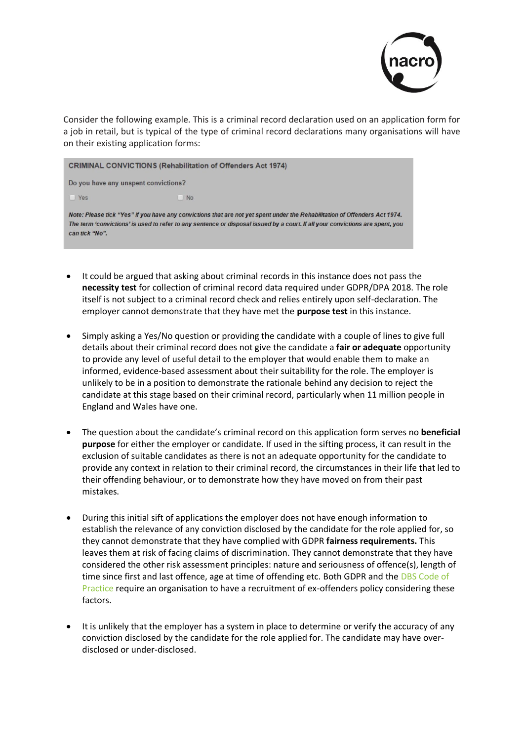Consider the following example. This is a criminal record declaration used on an application form for a job in retail, but is typical of the type of criminal record declarations many organisations will have on their existing application forms:

> **CRIMINAL CONVICTIONS (Rehabilitation of Offenders Act 1974)**
>
> Do you have any unspent convictions?
>
> ☐ Yes ☐ No
>
> *Note: Please tick "Yes" if you have any convictions that are not yet spent under the Rehabilitation of Offenders Act 1974. The term 'convictions' is used to refer to any sentence or disposal issued by a court. If all your convictions are spent, you can tick "No".*

- It could be argued that asking about criminal records in this instance does not pass the **necessity test** for collection of criminal record data required under GDPR/DPA 2018. The role itself is not subject to a criminal record check and relies entirely upon self-declaration. The employer cannot demonstrate that they have met the **purpose test** in this instance.

- Simply asking a Yes/No question or providing the candidate with a couple of lines to give full details about their criminal record does not give the candidate a **fair or adequate** opportunity to provide any level of useful detail to the employer that would enable them to make an informed, evidence-based assessment about their suitability for the role. The employer is unlikely to be in a position to demonstrate the rationale behind any decision to reject the candidate at this stage based on their criminal record, particularly when 11 million people in England and Wales have one.

- The question about the candidate's criminal record on this application form serves no **beneficial purpose** for either the employer or candidate. If used in the sifting process, it can result in the exclusion of suitable candidates as there is not an adequate opportunity for the candidate to provide any context in relation to their criminal record, the circumstances in their life that led to their offending behaviour, or to demonstrate how they have moved on from their past mistakes.

- During this initial sift of applications the employer does not have enough information to establish the relevance of any conviction disclosed by the candidate for the role applied for, so they cannot demonstrate that they have complied with GDPR **fairness requirements.** This leaves them at risk of facing claims of discrimination. They cannot demonstrate that they have considered the other risk assessment principles: nature and seriousness of offence(s), length of time since first and last offence, age at time of offending etc. Both GDPR and the DBS Code of Practice require an organisation to have a recruitment of ex-offenders policy considering these factors.

- It is unlikely that the employer has a system in place to determine or verify the accuracy of any conviction disclosed by the candidate for the role applied for. The candidate may have over-disclosed or under-disclosed.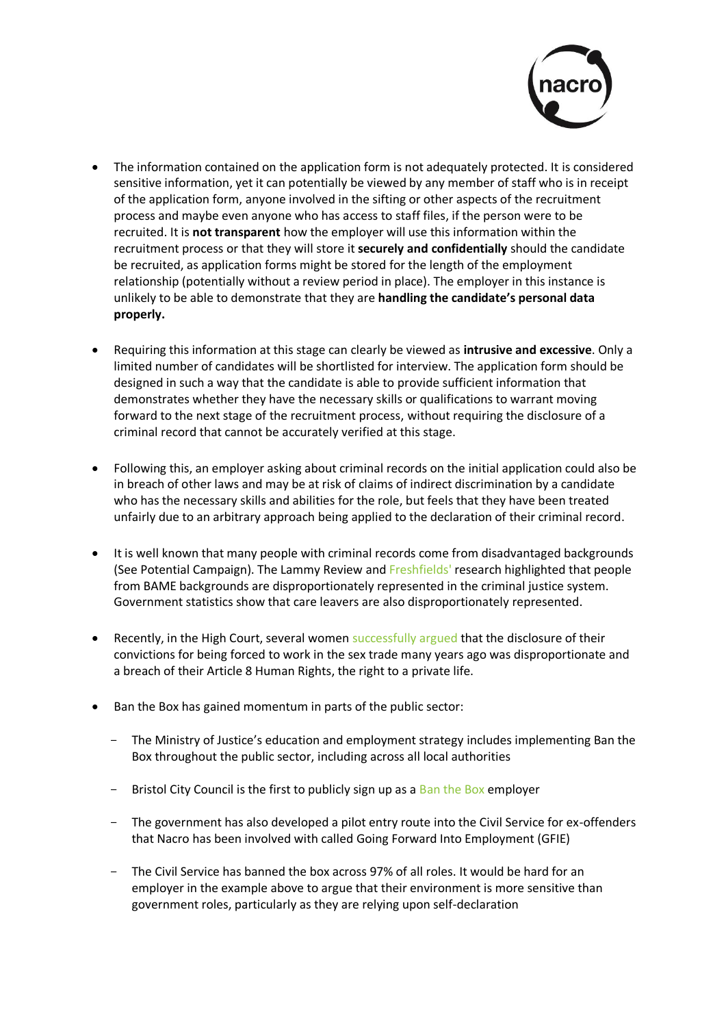- The information contained on the application form is not adequately protected. It is considered sensitive information, yet it can potentially be viewed by any member of staff who is in receipt of the application form, anyone involved in the sifting or other aspects of the recruitment process and maybe even anyone who has access to staff files, if the person were to be recruited. It is **not transparent** how the employer will use this information within the recruitment process or that they will store it **securely and confidentially** should the candidate be recruited, as application forms might be stored for the length of the employment relationship (potentially without a review period in place). The employer in this instance is unlikely to be able to demonstrate that they are **handling the candidate's personal data properly.**

- Requiring this information at this stage can clearly be viewed as **intrusive and excessive**. Only a limited number of candidates will be shortlisted for interview. The application form should be designed in such a way that the candidate is able to provide sufficient information that demonstrates whether they have the necessary skills or qualifications to warrant moving forward to the next stage of the recruitment process, without requiring the disclosure of a criminal record that cannot be accurately verified at this stage.

- Following this, an employer asking about criminal records on the initial application could also be in breach of other laws and may be at risk of claims of indirect discrimination by a candidate who has the necessary skills and abilities for the role, but feels that they have been treated unfairly due to an arbitrary approach being applied to the declaration of their criminal record.

- It is well known that many people with criminal records come from disadvantaged backgrounds (See Potential Campaign). The Lammy Review and Freshfields' research highlighted that people from BAME backgrounds are disproportionately represented in the criminal justice system. Government statistics show that care leavers are also disproportionately represented.

- Recently, in the High Court, several women successfully argued that the disclosure of their convictions for being forced to work in the sex trade many years ago was disproportionate and a breach of their Article 8 Human Rights, the right to a private life.

- Ban the Box has gained momentum in parts of the public sector:
  - The Ministry of Justice's education and employment strategy includes implementing Ban the Box throughout the public sector, including across all local authorities
  - Bristol City Council is the first to publicly sign up as a Ban the Box employer
  - The government has also developed a pilot entry route into the Civil Service for ex-offenders that Nacro has been involved with called Going Forward Into Employment (GFIE)
  - The Civil Service has banned the box across 97% of all roles. It would be hard for an employer in the example above to argue that their environment is more sensitive than government roles, particularly as they are relying upon self-declaration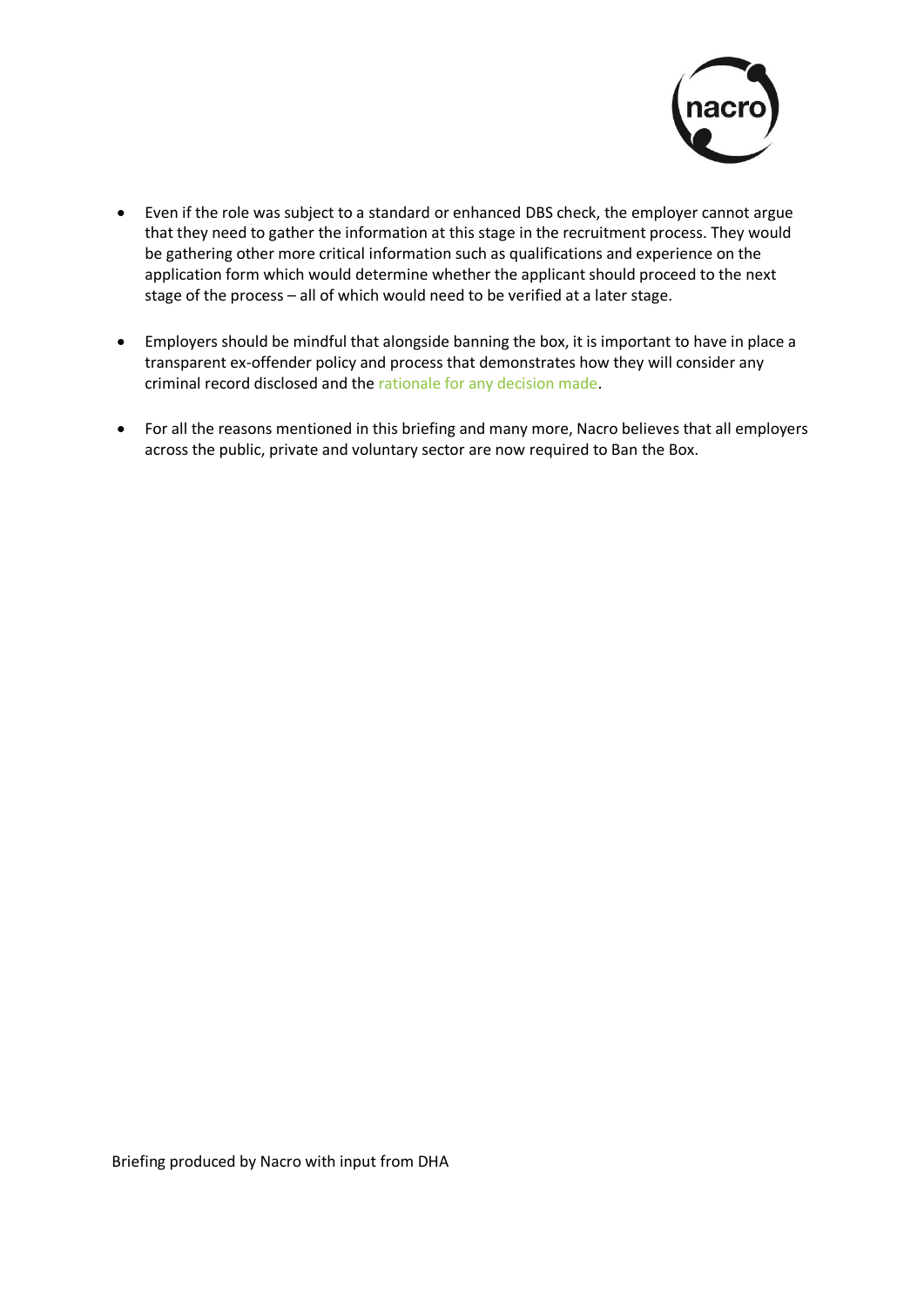- Even if the role was subject to a standard or enhanced DBS check, the employer cannot argue that they need to gather the information at this stage in the recruitment process. They would be gathering other more critical information such as qualifications and experience on the application form which would determine whether the applicant should proceed to the next stage of the process – all of which would need to be verified at a later stage.

- Employers should be mindful that alongside banning the box, it is important to have in place a transparent ex-offender policy and process that demonstrates how they will consider any criminal record disclosed and the rationale for any decision made.

- For all the reasons mentioned in this briefing and many more, Nacro believes that all employers across the public, private and voluntary sector are now required to Ban the Box.

Briefing produced by Nacro with input from DHA